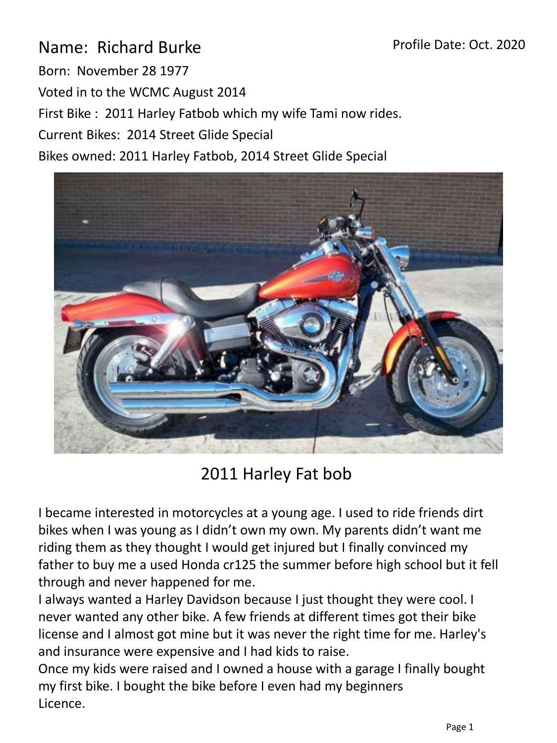Name: Richard Burke

Profile Date: Oct. 2020

Born: November 28 1977

Voted in to the WCMC August 2014

First Bike : 2011 Harley Fatbob which my wife Tami now rides.

Current Bikes: 2014 Street Glide Special

Bikes owned: 2011 Harley Fatbob, 2014 Street Glide Special

2011 Harley Fat bob

I became interested in motorcycles at a young age. I used to ride friends dirt bikes when I was young as I didn't own my own. My parents didn't want me riding them as they thought I would get injured but I finally convinced my father to buy me a used Honda cr125 the summer before high school but it fell through and never happened for me.

I always wanted a Harley Davidson because I just thought they were cool. I never wanted any other bike. A few friends at different times got their bike license and I almost got mine but it was never the right time for me. Harley's and insurance were expensive and I had kids to raise.

Once my kids were raised and I owned a house with a garage I finally bought my first bike. I bought the bike before I even had my beginners Licence.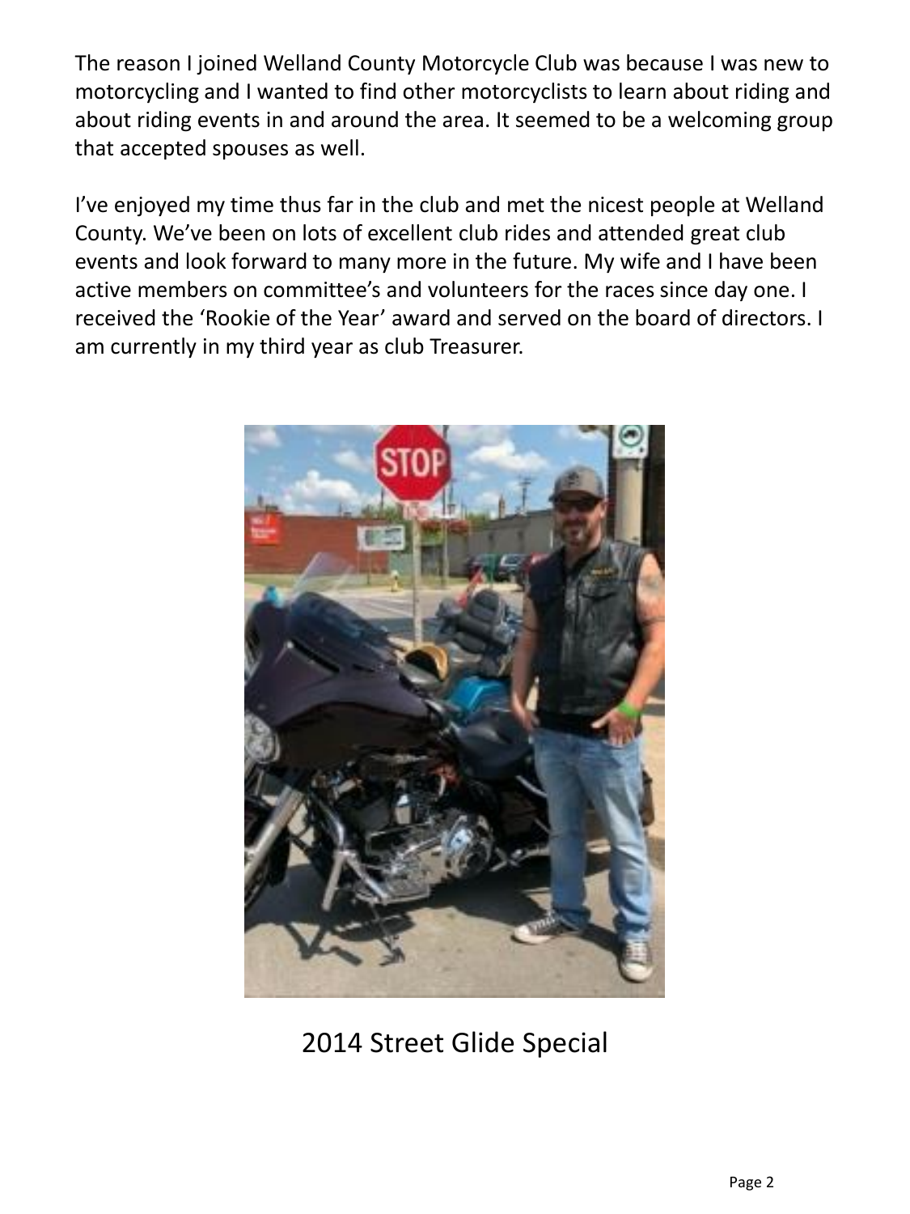The reason I joined Welland County Motorcycle Club was because I was new to motorcycling and I wanted to find other motorcyclists to learn about riding and about riding events in and around the area. It seemed to be a welcoming group that accepted spouses as well.

I've enjoyed my time thus far in the club and met the nicest people at Welland County. We've been on lots of excellent club rides and attended great club events and look forward to many more in the future. My wife and I have been active members on committee's and volunteers for the races since day one. I received the 'Rookie of the Year' award and served on the board of directors. I am currently in my third year as club Treasurer.

2014 Street Glide Special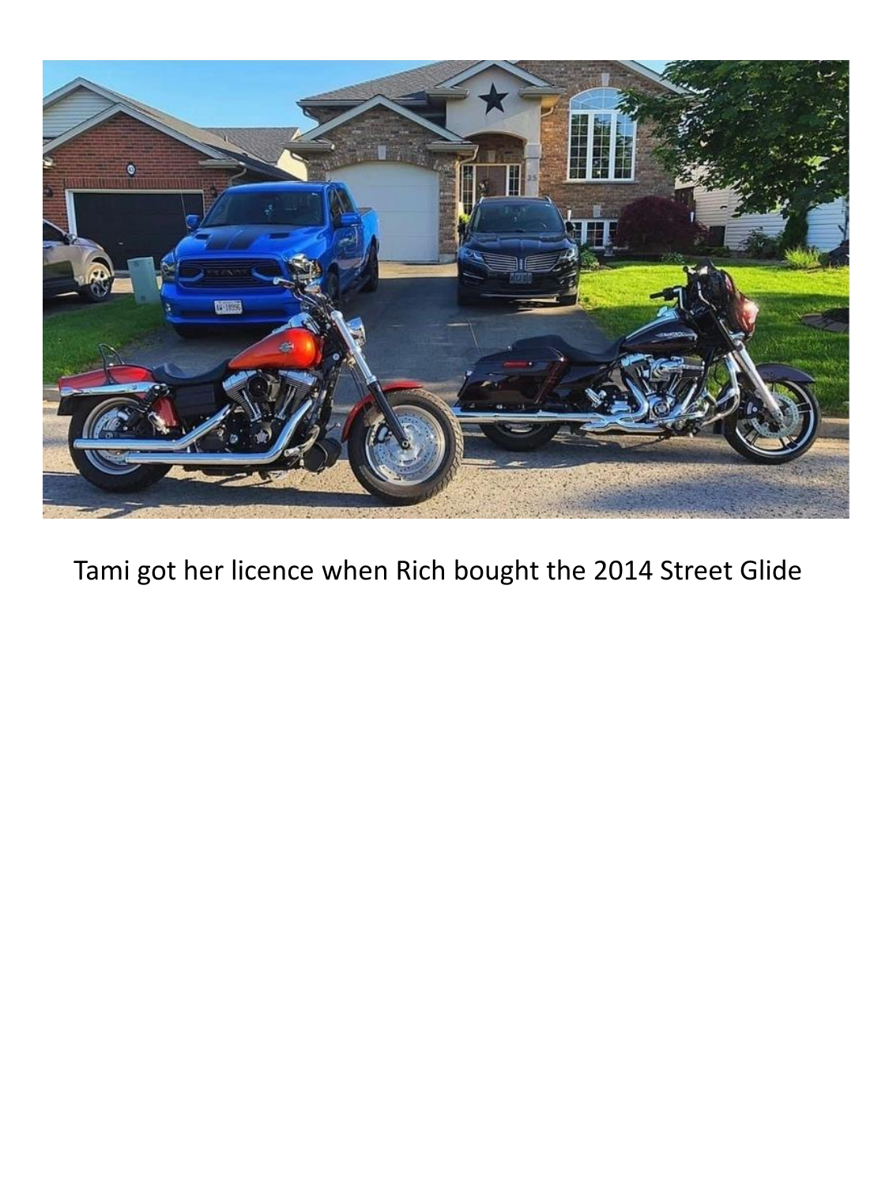Tami got her licence when Rich bought the 2014 Street Glide